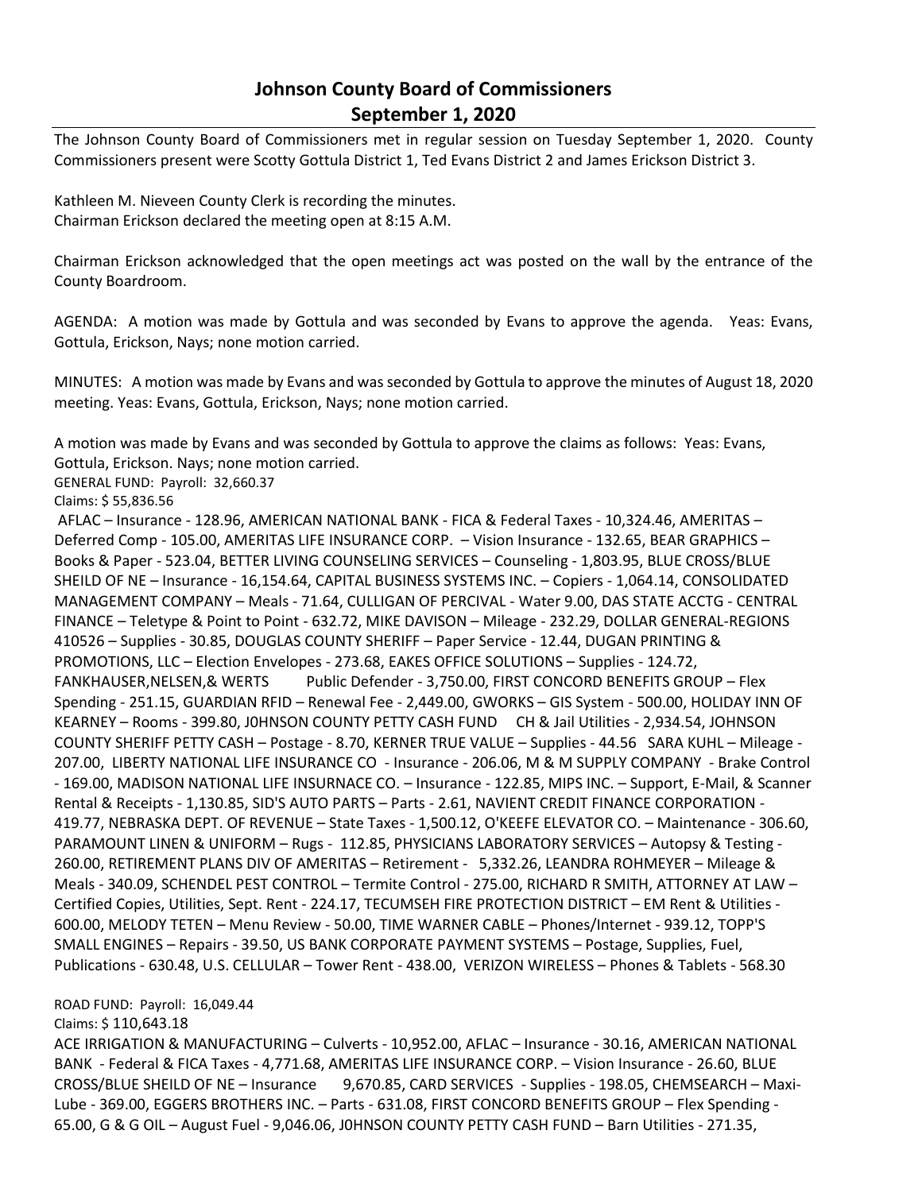# Johnson County Board of Commissioners
## September 1, 2020

The Johnson County Board of Commissioners met in regular session on Tuesday September 1, 2020. County Commissioners present were Scotty Gottula District 1, Ted Evans District 2 and James Erickson District 3.

Kathleen M. Nieveen County Clerk is recording the minutes.
Chairman Erickson declared the meeting open at 8:15 A.M.

Chairman Erickson acknowledged that the open meetings act was posted on the wall by the entrance of the County Boardroom.

AGENDA: A motion was made by Gottula and was seconded by Evans to approve the agenda. Yeas: Evans, Gottula, Erickson, Nays; none motion carried.

MINUTES: A motion was made by Evans and was seconded by Gottula to approve the minutes of August 18, 2020 meeting. Yeas: Evans, Gottula, Erickson, Nays; none motion carried.

A motion was made by Evans and was seconded by Gottula to approve the claims as follows: Yeas: Evans, Gottula, Erickson. Nays; none motion carried.

GENERAL FUND: Payroll: 32,660.37

Claims: $ 55,836.56

AFLAC – Insurance - 128.96, AMERICAN NATIONAL BANK - FICA & Federal Taxes - 10,324.46, AMERITAS – Deferred Comp - 105.00, AMERITAS LIFE INSURANCE CORP. – Vision Insurance - 132.65, BEAR GRAPHICS – Books & Paper - 523.04, BETTER LIVING COUNSELING SERVICES – Counseling - 1,803.95, BLUE CROSS/BLUE SHEILD OF NE – Insurance - 16,154.64, CAPITAL BUSINESS SYSTEMS INC. – Copiers - 1,064.14, CONSOLIDATED MANAGEMENT COMPANY – Meals - 71.64, CULLIGAN OF PERCIVAL - Water 9.00, DAS STATE ACCTG - CENTRAL FINANCE – Teletype & Point to Point - 632.72, MIKE DAVISON – Mileage - 232.29, DOLLAR GENERAL-REGIONS 410526 – Supplies - 30.85, DOUGLAS COUNTY SHERIFF – Paper Service - 12.44, DUGAN PRINTING & PROMOTIONS, LLC – Election Envelopes - 273.68, EAKES OFFICE SOLUTIONS – Supplies - 124.72, FANKHAUSER,NELSEN,& WERTS Public Defender - 3,750.00, FIRST CONCORD BENEFITS GROUP – Flex Spending - 251.15, GUARDIAN RFID – Renewal Fee - 2,449.00, GWORKS – GIS System - 500.00, HOLIDAY INN OF KEARNEY – Rooms - 399.80, J0HNSON COUNTY PETTY CASH FUND CH & Jail Utilities - 2,934.54, JOHNSON COUNTY SHERIFF PETTY CASH – Postage - 8.70, KERNER TRUE VALUE – Supplies - 44.56 SARA KUHL – Mileage - 207.00, LIBERTY NATIONAL LIFE INSURANCE CO - Insurance - 206.06, M & M SUPPLY COMPANY - Brake Control - 169.00, MADISON NATIONAL LIFE INSURNACE CO. – Insurance - 122.85, MIPS INC. – Support, E-Mail, & Scanner Rental & Receipts - 1,130.85, SID'S AUTO PARTS – Parts - 2.61, NAVIENT CREDIT FINANCE CORPORATION - 419.77, NEBRASKA DEPT. OF REVENUE – State Taxes - 1,500.12, O'KEEFE ELEVATOR CO. – Maintenance - 306.60, PARAMOUNT LINEN & UNIFORM – Rugs - 112.85, PHYSICIANS LABORATORY SERVICES – Autopsy & Testing - 260.00, RETIREMENT PLANS DIV OF AMERITAS – Retirement - 5,332.26, LEANDRA ROHMEYER – Mileage & Meals - 340.09, SCHENDEL PEST CONTROL – Termite Control - 275.00, RICHARD R SMITH, ATTORNEY AT LAW – Certified Copies, Utilities, Sept. Rent - 224.17, TECUMSEH FIRE PROTECTION DISTRICT – EM Rent & Utilities - 600.00, MELODY TETEN – Menu Review - 50.00, TIME WARNER CABLE – Phones/Internet - 939.12, TOPP'S SMALL ENGINES – Repairs - 39.50, US BANK CORPORATE PAYMENT SYSTEMS – Postage, Supplies, Fuel, Publications - 630.48, U.S. CELLULAR – Tower Rent - 438.00, VERIZON WIRELESS – Phones & Tablets - 568.30

ROAD FUND: Payroll: 16,049.44

Claims: $ 110,643.18

ACE IRRIGATION & MANUFACTURING – Culverts - 10,952.00, AFLAC – Insurance - 30.16, AMERICAN NATIONAL BANK - Federal & FICA Taxes - 4,771.68, AMERITAS LIFE INSURANCE CORP. – Vision Insurance - 26.60, BLUE CROSS/BLUE SHEILD OF NE – Insurance 9,670.85, CARD SERVICES - Supplies - 198.05, CHEMSEARCH – Maxi-Lube - 369.00, EGGERS BROTHERS INC. – Parts - 631.08, FIRST CONCORD BENEFITS GROUP – Flex Spending - 65.00, G & G OIL – August Fuel - 9,046.06, J0HNSON COUNTY PETTY CASH FUND – Barn Utilities - 271.35,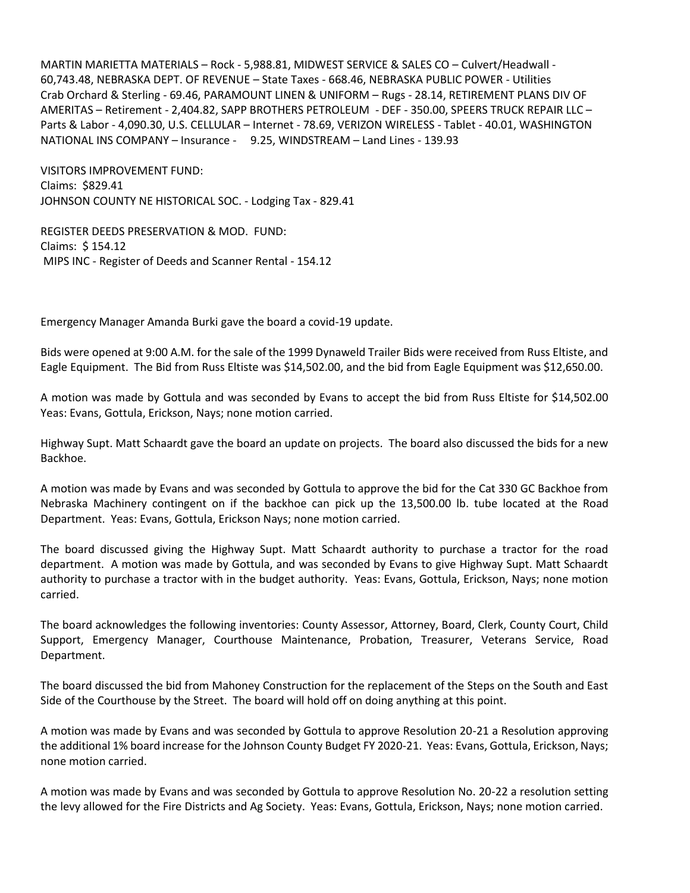MARTIN MARIETTA MATERIALS – Rock - 5,988.81, MIDWEST SERVICE & SALES CO – Culvert/Headwall - 60,743.48, NEBRASKA DEPT. OF REVENUE – State Taxes - 668.46, NEBRASKA PUBLIC POWER - Utilities Crab Orchard & Sterling - 69.46, PARAMOUNT LINEN & UNIFORM – Rugs - 28.14, RETIREMENT PLANS DIV OF AMERITAS – Retirement - 2,404.82, SAPP BROTHERS PETROLEUM - DEF - 350.00, SPEERS TRUCK REPAIR LLC – Parts & Labor - 4,090.30, U.S. CELLULAR – Internet - 78.69, VERIZON WIRELESS - Tablet - 40.01, WASHINGTON NATIONAL INS COMPANY – Insurance - 9.25, WINDSTREAM – Land Lines - 139.93

VISITORS IMPROVEMENT FUND:
Claims: $829.41
JOHNSON COUNTY NE HISTORICAL SOC. - Lodging Tax - 829.41

REGISTER DEEDS PRESERVATION & MOD. FUND:
Claims: $ 154.12
MIPS INC - Register of Deeds and Scanner Rental - 154.12

Emergency Manager Amanda Burki gave the board a covid-19 update.

Bids were opened at 9:00 A.M. for the sale of the 1999 Dynaweld Trailer Bids were received from Russ Eltiste, and Eagle Equipment. The Bid from Russ Eltiste was $14,502.00, and the bid from Eagle Equipment was $12,650.00.

A motion was made by Gottula and was seconded by Evans to accept the bid from Russ Eltiste for $14,502.00 Yeas: Evans, Gottula, Erickson, Nays; none motion carried.

Highway Supt. Matt Schaardt gave the board an update on projects. The board also discussed the bids for a new Backhoe.

A motion was made by Evans and was seconded by Gottula to approve the bid for the Cat 330 GC Backhoe from Nebraska Machinery contingent on if the backhoe can pick up the 13,500.00 lb. tube located at the Road Department. Yeas: Evans, Gottula, Erickson Nays; none motion carried.

The board discussed giving the Highway Supt. Matt Schaardt authority to purchase a tractor for the road department. A motion was made by Gottula, and was seconded by Evans to give Highway Supt. Matt Schaardt authority to purchase a tractor with in the budget authority. Yeas: Evans, Gottula, Erickson, Nays; none motion carried.

The board acknowledges the following inventories: County Assessor, Attorney, Board, Clerk, County Court, Child Support, Emergency Manager, Courthouse Maintenance, Probation, Treasurer, Veterans Service, Road Department.

The board discussed the bid from Mahoney Construction for the replacement of the Steps on the South and East Side of the Courthouse by the Street. The board will hold off on doing anything at this point.

A motion was made by Evans and was seconded by Gottula to approve Resolution 20-21 a Resolution approving the additional 1% board increase for the Johnson County Budget FY 2020-21. Yeas: Evans, Gottula, Erickson, Nays; none motion carried.

A motion was made by Evans and was seconded by Gottula to approve Resolution No. 20-22 a resolution setting the levy allowed for the Fire Districts and Ag Society. Yeas: Evans, Gottula, Erickson, Nays; none motion carried.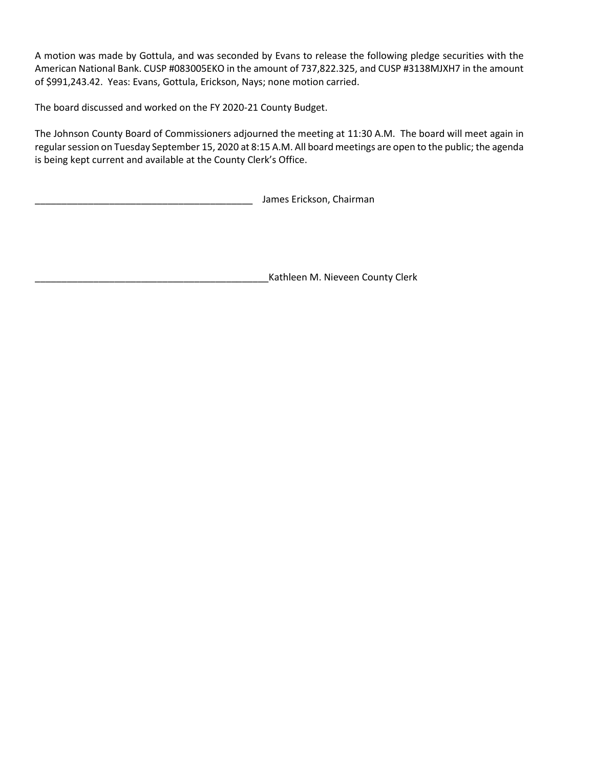A motion was made by Gottula, and was seconded by Evans to release the following pledge securities with the American National Bank. CUSP #083005EKO in the amount of 737,822.325, and CUSP #3138MJXH7 in the amount of $991,243.42. Yeas: Evans, Gottula, Erickson, Nays; none motion carried.

The board discussed and worked on the FY 2020-21 County Budget.

The Johnson County Board of Commissioners adjourned the meeting at 11:30 A.M. The board will meet again in regular session on Tuesday September 15, 2020 at 8:15 A.M. All board meetings are open to the public; the agenda is being kept current and available at the County Clerk's Office.

__________________________________________ James Erickson, Chairman

______________________________________________Kathleen M. Nieveen County Clerk